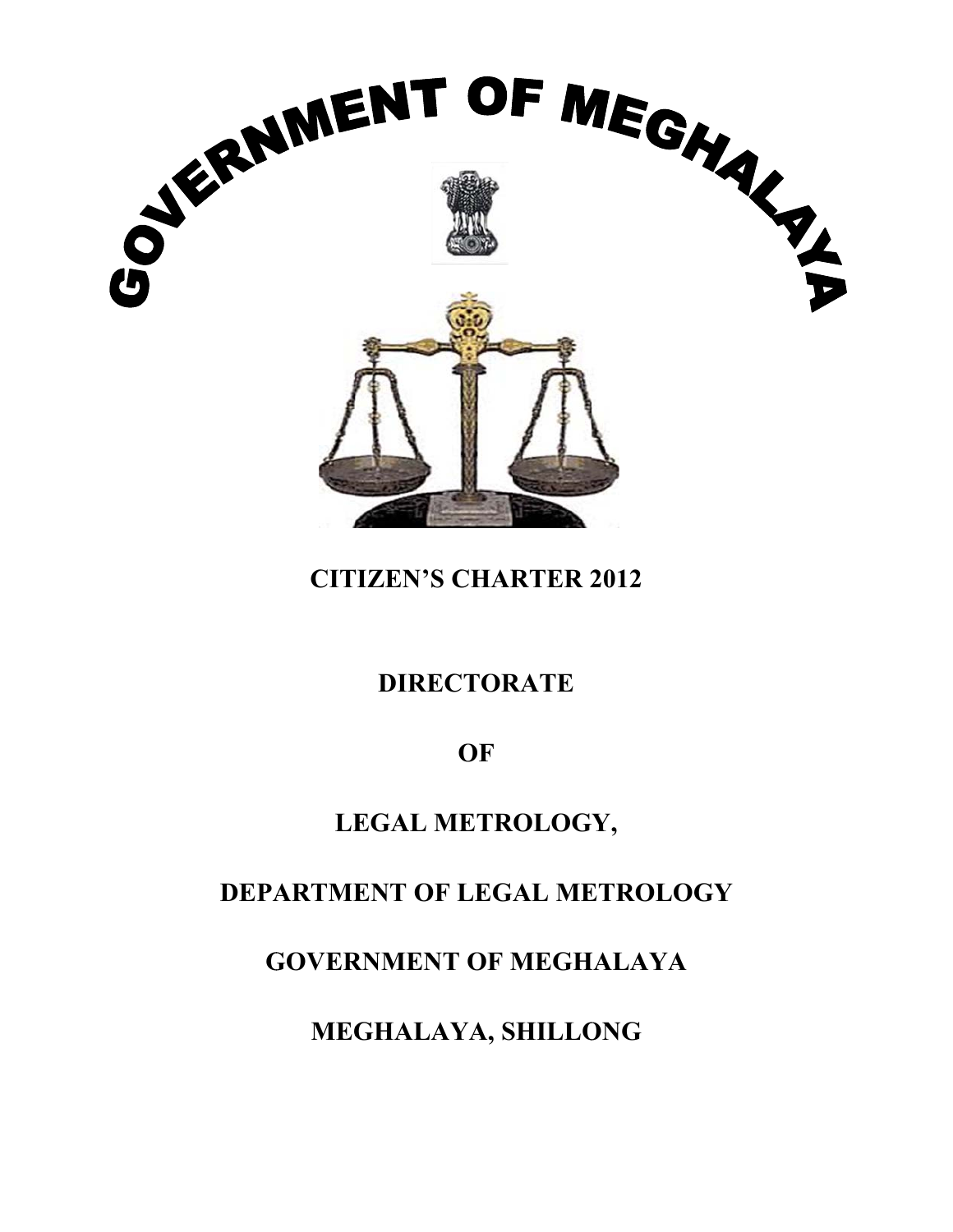# GOVERNMENT OF MEGHALAYA

## CITIZEN'S CHARTER 2012

## DIRECTORATE

## OF

## LEGAL METROLOGY,

## DEPARTMENT OF LEGAL METROLOGY

## GOVERNMENT OF MEGHALAYA

## MEGHALAYA, SHILLONG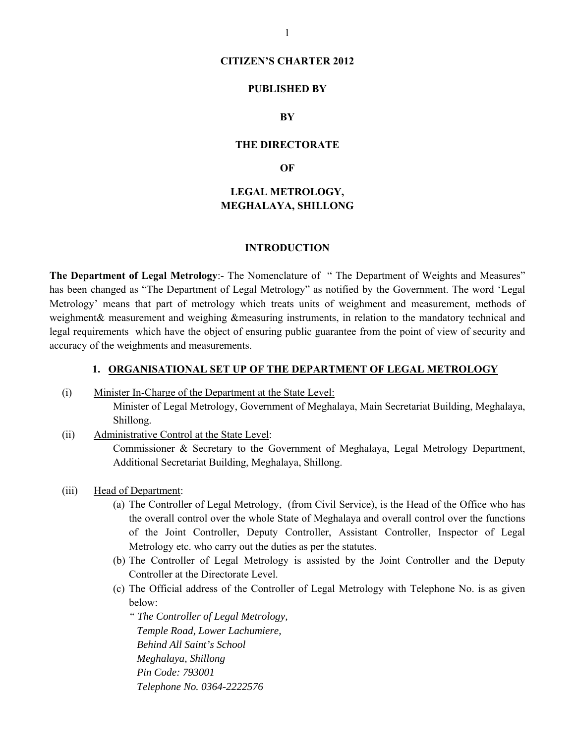**CITIZEN'S CHARTER 2012**

**PUBLISHED BY**

**BY**

**THE DIRECTORATE**

**OF**

**LEGAL METROLOGY, MEGHALAYA, SHILLONG**

## INTRODUCTION

**The Department of Legal Metrology**:- The Nomenclature of " The Department of Weights and Measures" has been changed as "The Department of Legal Metrology" as notified by the Government. The word 'Legal Metrology' means that part of metrology which treats units of weighment and measurement, methods of weighment& measurement and weighing &measuring instruments, in relation to the mandatory technical and legal requirements which have the object of ensuring public guarantee from the point of view of security and accuracy of the weighments and measurements.

### 1. ORGANISATIONAL SET UP OF THE DEPARTMENT OF LEGAL METROLOGY

(i) Minister In-Charge of the Department at the State Level:

Minister of Legal Metrology, Government of Meghalaya, Main Secretariat Building, Meghalaya, Shillong.

(ii) Administrative Control at the State Level:

Commissioner & Secretary to the Government of Meghalaya, Legal Metrology Department, Additional Secretariat Building, Meghalaya, Shillong.

(iii) Head of Department:

(a) The Controller of Legal Metrology, (from Civil Service), is the Head of the Office who has the overall control over the whole State of Meghalaya and overall control over the functions of the Joint Controller, Deputy Controller, Assistant Controller, Inspector of Legal Metrology etc. who carry out the duties as per the statutes.

(b) The Controller of Legal Metrology is assisted by the Joint Controller and the Deputy Controller at the Directorate Level.

(c) The Official address of the Controller of Legal Metrology with Telephone No. is as given below:

*" The Controller of Legal Metrology,*
*Temple Road, Lower Lachumiere,*
*Behind All Saint's School*
*Meghalaya, Shillong*
*Pin Code: 793001*
*Telephone No. 0364-2222576*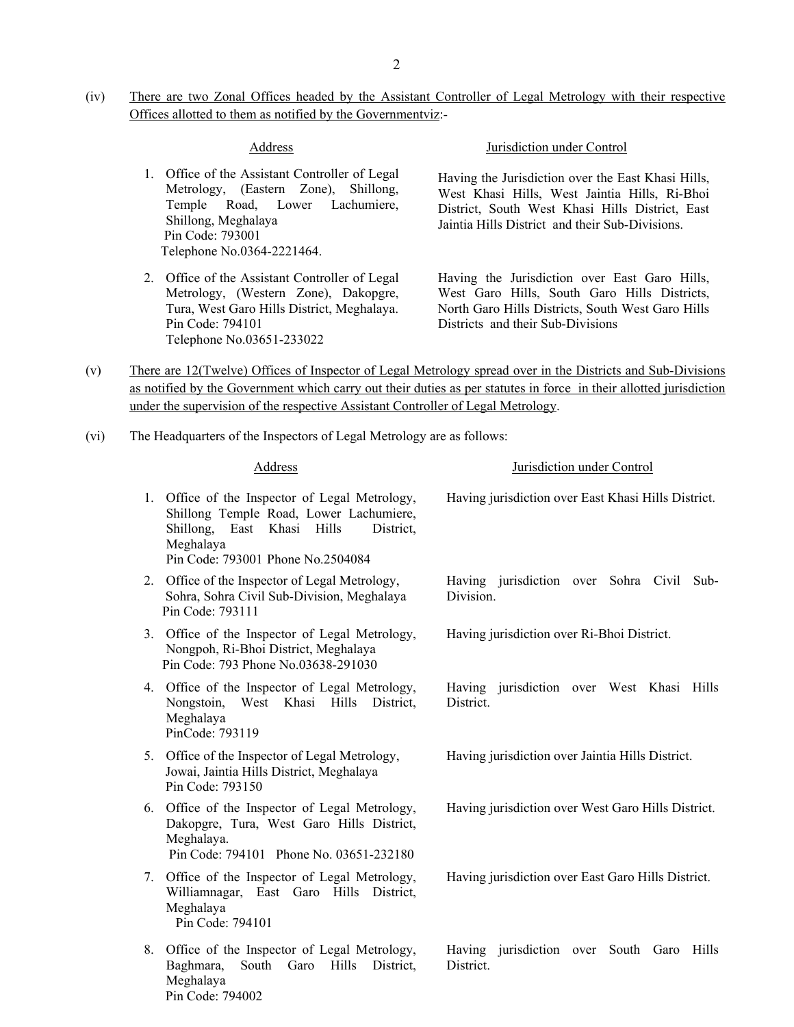(iv) There are two Zonal Offices headed by the Assistant Controller of Legal Metrology with their respective Offices allotted to them as notified by the Governmentviz:-

| Address | Jurisdiction under Control |
|---|---|
| 1. Office of the Assistant Controller of Legal Metrology, (Eastern Zone), Shillong, Temple Road, Lower Lachumiere, Shillong, Meghalaya Pin Code: 793001 Telephone No.0364-2221464. | Having the Jurisdiction over the East Khasi Hills, West Khasi Hills, West Jaintia Hills, Ri-Bhoi District, South West Khasi Hills District, East Jaintia Hills District and their Sub-Divisions. |
| 2. Office of the Assistant Controller of Legal Metrology, (Western Zone), Dakopgre, Tura, West Garo Hills District, Meghalaya. Pin Code: 794101 Telephone No.03651-233022 | Having the Jurisdiction over East Garo Hills, West Garo Hills, South Garo Hills Districts, North Garo Hills Districts, South West Garo Hills Districts and their Sub-Divisions |

(v) There are 12(Twelve) Offices of Inspector of Legal Metrology spread over in the Districts and Sub-Divisions as notified by the Government which carry out their duties as per statutes in force in their allotted jurisdiction under the supervision of the respective Assistant Controller of Legal Metrology.

(vi) The Headquarters of the Inspectors of Legal Metrology are as follows:

| Address | Jurisdiction under Control |
|---|---|
| 1. Office of the Inspector of Legal Metrology, Shillong Temple Road, Lower Lachumiere, Shillong, East Khasi Hills District, Meghalaya Pin Code: 793001 Phone No.2504084 | Having jurisdiction over East Khasi Hills District. |
| 2. Office of the Inspector of Legal Metrology, Sohra, Sohra Civil Sub-Division, Meghalaya Pin Code: 793111 | Having jurisdiction over Sohra Civil Sub-Division. |
| 3. Office of the Inspector of Legal Metrology, Nongpoh, Ri-Bhoi District, Meghalaya Pin Code: 793 Phone No.03638-291030 | Having jurisdiction over Ri-Bhoi District. |
| 4. Office of the Inspector of Legal Metrology, Nongstoin, West Khasi Hills District, Meghalaya PinCode: 793119 | Having jurisdiction over West Khasi Hills District. |
| 5. Office of the Inspector of Legal Metrology, Jowai, Jaintia Hills District, Meghalaya Pin Code: 793150 | Having jurisdiction over Jaintia Hills District. |
| 6. Office of the Inspector of Legal Metrology, Dakopgre, Tura, West Garo Hills District, Meghalaya. Pin Code: 794101 Phone No. 03651-232180 | Having jurisdiction over West Garo Hills District. |
| 7. Office of the Inspector of Legal Metrology, Williamnagar, East Garo Hills District, Meghalaya Pin Code: 794101 | Having jurisdiction over East Garo Hills District. |
| 8. Office of the Inspector of Legal Metrology, Baghmara, South Garo Hills District, Meghalaya Pin Code: 794002 | Having jurisdiction over South Garo Hills District. |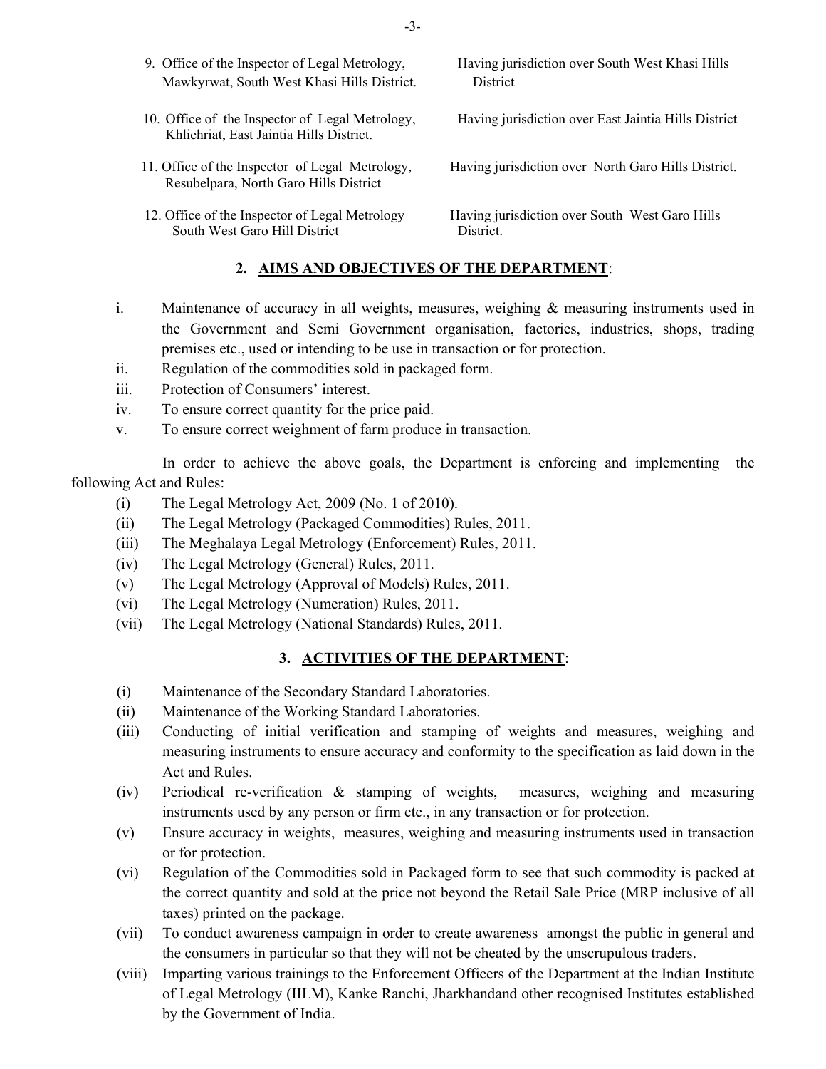9. Office of the Inspector of Legal Metrology, Mawkyrwat, South West Khasi Hills District. — Having jurisdiction over South West Khasi Hills District

10. Office of the Inspector of Legal Metrology, Khliehriat, East Jaintia Hills District. — Having jurisdiction over East Jaintia Hills District

11. Office of the Inspector of Legal Metrology, Resubelpara, North Garo Hills District — Having jurisdiction over North Garo Hills District.

12. Office of the Inspector of Legal Metrology South West Garo Hill District — Having jurisdiction over South West Garo Hills District.

## 2. AIMS AND OBJECTIVES OF THE DEPARTMENT:

i. Maintenance of accuracy in all weights, measures, weighing & measuring instruments used in the Government and Semi Government organisation, factories, industries, shops, trading premises etc., used or intending to be use in transaction or for protection.

ii. Regulation of the commodities sold in packaged form.

iii. Protection of Consumers' interest.

iv. To ensure correct quantity for the price paid.

v. To ensure correct weighment of farm produce in transaction.

In order to achieve the above goals, the Department is enforcing and implementing the following Act and Rules:

(i) The Legal Metrology Act, 2009 (No. 1 of 2010).

(ii) The Legal Metrology (Packaged Commodities) Rules, 2011.

(iii) The Meghalaya Legal Metrology (Enforcement) Rules, 2011.

(iv) The Legal Metrology (General) Rules, 2011.

(v) The Legal Metrology (Approval of Models) Rules, 2011.

(vi) The Legal Metrology (Numeration) Rules, 2011.

(vii) The Legal Metrology (National Standards) Rules, 2011.

## 3. ACTIVITIES OF THE DEPARTMENT:

(i) Maintenance of the Secondary Standard Laboratories.

(ii) Maintenance of the Working Standard Laboratories.

(iii) Conducting of initial verification and stamping of weights and measures, weighing and measuring instruments to ensure accuracy and conformity to the specification as laid down in the Act and Rules.

(iv) Periodical re-verification & stamping of weights, measures, weighing and measuring instruments used by any person or firm etc., in any transaction or for protection.

(v) Ensure accuracy in weights, measures, weighing and measuring instruments used in transaction or for protection.

(vi) Regulation of the Commodities sold in Packaged form to see that such commodity is packed at the correct quantity and sold at the price not beyond the Retail Sale Price (MRP inclusive of all taxes) printed on the package.

(vii) To conduct awareness campaign in order to create awareness amongst the public in general and the consumers in particular so that they will not be cheated by the unscrupulous traders.

(viii) Imparting various trainings to the Enforcement Officers of the Department at the Indian Institute of Legal Metrology (IILM), Kanke Ranchi, Jharkhandand other recognised Institutes established by the Government of India.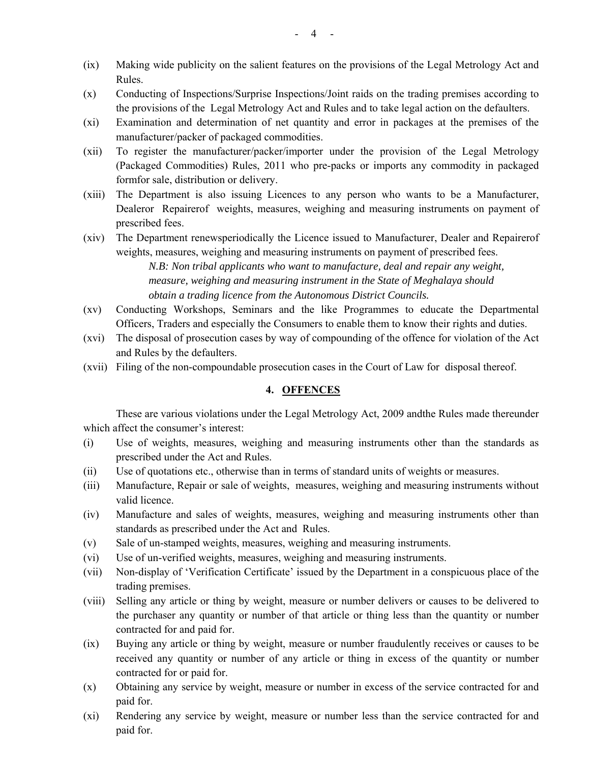(ix) Making wide publicity on the salient features on the provisions of the Legal Metrology Act and Rules.

(x) Conducting of Inspections/Surprise Inspections/Joint raids on the trading premises according to the provisions of the Legal Metrology Act and Rules and to take legal action on the defaulters.

(xi) Examination and determination of net quantity and error in packages at the premises of the manufacturer/packer of packaged commodities.

(xii) To register the manufacturer/packer/importer under the provision of the Legal Metrology (Packaged Commodities) Rules, 2011 who pre-packs or imports any commodity in packaged formfor sale, distribution or delivery.

(xiii) The Department is also issuing Licences to any person who wants to be a Manufacturer, Dealeror Repairerof weights, measures, weighing and measuring instruments on payment of prescribed fees.

(xiv) The Department renewsperiodically the Licence issued to Manufacturer, Dealer and Repairerof weights, measures, weighing and measuring instruments on payment of prescribed fees.

*N.B: Non tribal applicants who want to manufacture, deal and repair any weight, measure, weighing and measuring instrument in the State of Meghalaya should obtain a trading licence from the Autonomous District Councils.*

(xv) Conducting Workshops, Seminars and the like Programmes to educate the Departmental Officers, Traders and especially the Consumers to enable them to know their rights and duties.

(xvi) The disposal of prosecution cases by way of compounding of the offence for violation of the Act and Rules by the defaulters.

(xvii) Filing of the non-compoundable prosecution cases in the Court of Law for disposal thereof.

## 4. OFFENCES

These are various violations under the Legal Metrology Act, 2009 andthe Rules made thereunder which affect the consumer's interest:

(i) Use of weights, measures, weighing and measuring instruments other than the standards as prescribed under the Act and Rules.

(ii) Use of quotations etc., otherwise than in terms of standard units of weights or measures.

(iii) Manufacture, Repair or sale of weights, measures, weighing and measuring instruments without valid licence.

(iv) Manufacture and sales of weights, measures, weighing and measuring instruments other than standards as prescribed under the Act and Rules.

(v) Sale of un-stamped weights, measures, weighing and measuring instruments.

(vi) Use of un-verified weights, measures, weighing and measuring instruments.

(vii) Non-display of 'Verification Certificate' issued by the Department in a conspicuous place of the trading premises.

(viii) Selling any article or thing by weight, measure or number delivers or causes to be delivered to the purchaser any quantity or number of that article or thing less than the quantity or number contracted for and paid for.

(ix) Buying any article or thing by weight, measure or number fraudulently receives or causes to be received any quantity or number of any article or thing in excess of the quantity or number contracted for or paid for.

(x) Obtaining any service by weight, measure or number in excess of the service contracted for and paid for.

(xi) Rendering any service by weight, measure or number less than the service contracted for and paid for.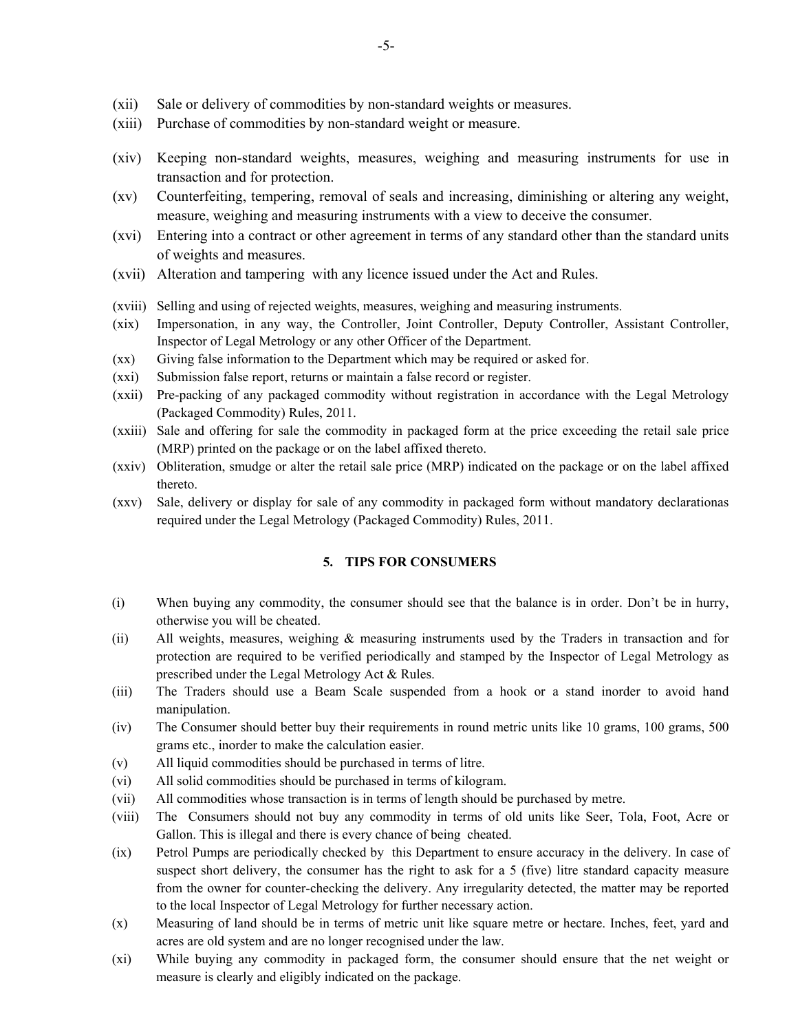(xii) Sale or delivery of commodities by non-standard weights or measures.

(xiii) Purchase of commodities by non-standard weight or measure.

(xiv) Keeping non-standard weights, measures, weighing and measuring instruments for use in transaction and for protection.

(xv) Counterfeiting, tempering, removal of seals and increasing, diminishing or altering any weight, measure, weighing and measuring instruments with a view to deceive the consumer.

(xvi) Entering into a contract or other agreement in terms of any standard other than the standard units of weights and measures.

(xvii) Alteration and tampering with any licence issued under the Act and Rules.

(xviii) Selling and using of rejected weights, measures, weighing and measuring instruments.

(xix) Impersonation, in any way, the Controller, Joint Controller, Deputy Controller, Assistant Controller, Inspector of Legal Metrology or any other Officer of the Department.

(xx) Giving false information to the Department which may be required or asked for.

(xxi) Submission false report, returns or maintain a false record or register.

(xxii) Pre-packing of any packaged commodity without registration in accordance with the Legal Metrology (Packaged Commodity) Rules, 2011.

(xxiii) Sale and offering for sale the commodity in packaged form at the price exceeding the retail sale price (MRP) printed on the package or on the label affixed thereto.

(xxiv) Obliteration, smudge or alter the retail sale price (MRP) indicated on the package or on the label affixed thereto.

(xxv) Sale, delivery or display for sale of any commodity in packaged form without mandatory declarationas required under the Legal Metrology (Packaged Commodity) Rules, 2011.

## 5. TIPS FOR CONSUMERS

(i) When buying any commodity, the consumer should see that the balance is in order. Don't be in hurry, otherwise you will be cheated.

(ii) All weights, measures, weighing & measuring instruments used by the Traders in transaction and for protection are required to be verified periodically and stamped by the Inspector of Legal Metrology as prescribed under the Legal Metrology Act & Rules.

(iii) The Traders should use a Beam Scale suspended from a hook or a stand inorder to avoid hand manipulation.

(iv) The Consumer should better buy their requirements in round metric units like 10 grams, 100 grams, 500 grams etc., inorder to make the calculation easier.

(v) All liquid commodities should be purchased in terms of litre.

(vi) All solid commodities should be purchased in terms of kilogram.

(vii) All commodities whose transaction is in terms of length should be purchased by metre.

(viii) The Consumers should not buy any commodity in terms of old units like Seer, Tola, Foot, Acre or Gallon. This is illegal and there is every chance of being cheated.

(ix) Petrol Pumps are periodically checked by this Department to ensure accuracy in the delivery. In case of suspect short delivery, the consumer has the right to ask for a 5 (five) litre standard capacity measure from the owner for counter-checking the delivery. Any irregularity detected, the matter may be reported to the local Inspector of Legal Metrology for further necessary action.

(x) Measuring of land should be in terms of metric unit like square metre or hectare. Inches, feet, yard and acres are old system and are no longer recognised under the law.

(xi) While buying any commodity in packaged form, the consumer should ensure that the net weight or measure is clearly and eligibly indicated on the package.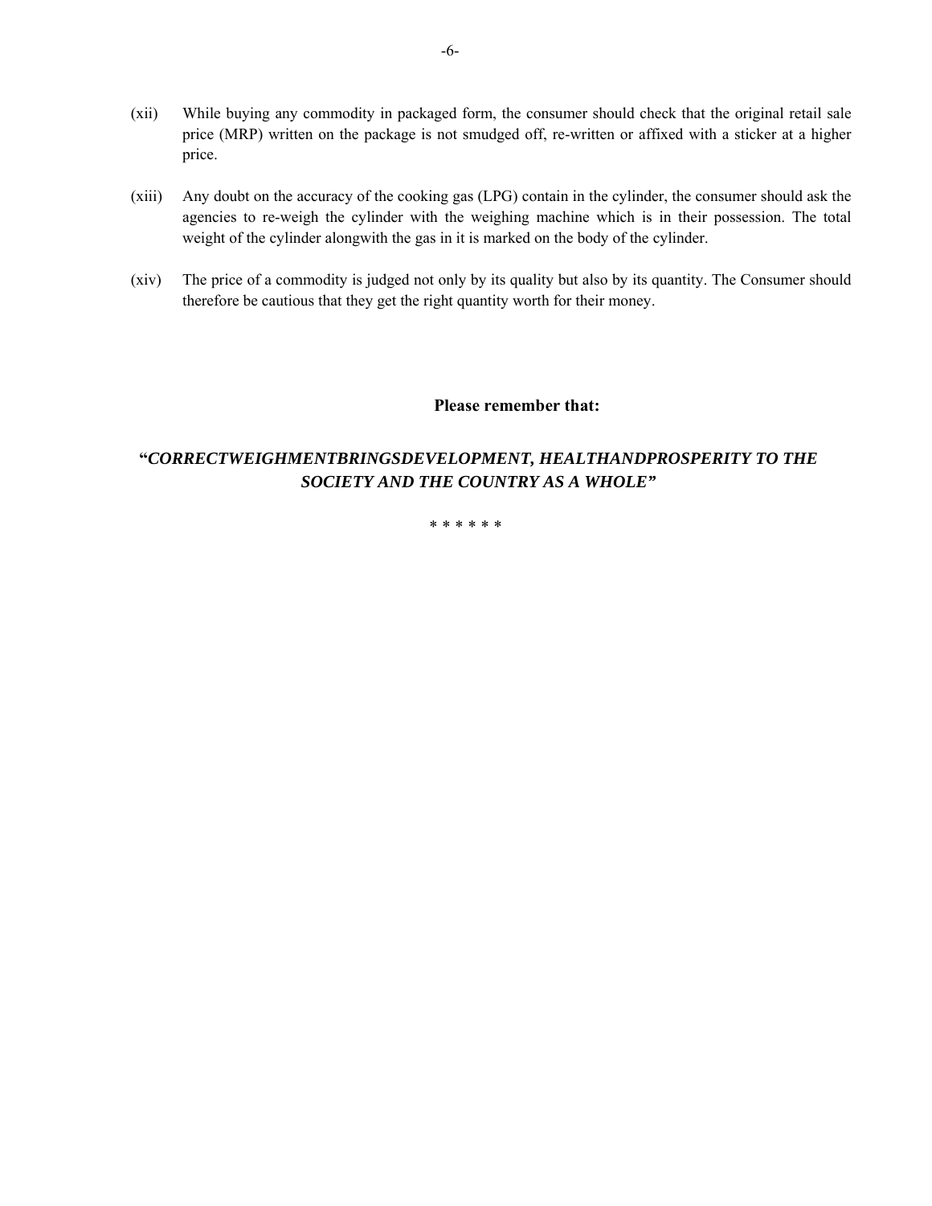(xii) While buying any commodity in packaged form, the consumer should check that the original retail sale price (MRP) written on the package is not smudged off, re-written or affixed with a sticker at a higher price.

(xiii) Any doubt on the accuracy of the cooking gas (LPG) contain in the cylinder, the consumer should ask the agencies to re-weigh the cylinder with the weighing machine which is in their possession. The total weight of the cylinder alongwith the gas in it is marked on the body of the cylinder.

(xiv) The price of a commodity is judged not only by its quality but also by its quantity. The Consumer should therefore be cautious that they get the right quantity worth for their money.

**Please remember that:**

**"*CORRECTWEIGHMENTBRINGSDEVELOPMENT, HEALTHANDPROSPERITY TO THE SOCIETY AND THE COUNTRY AS A WHOLE*"**

* * * * * *